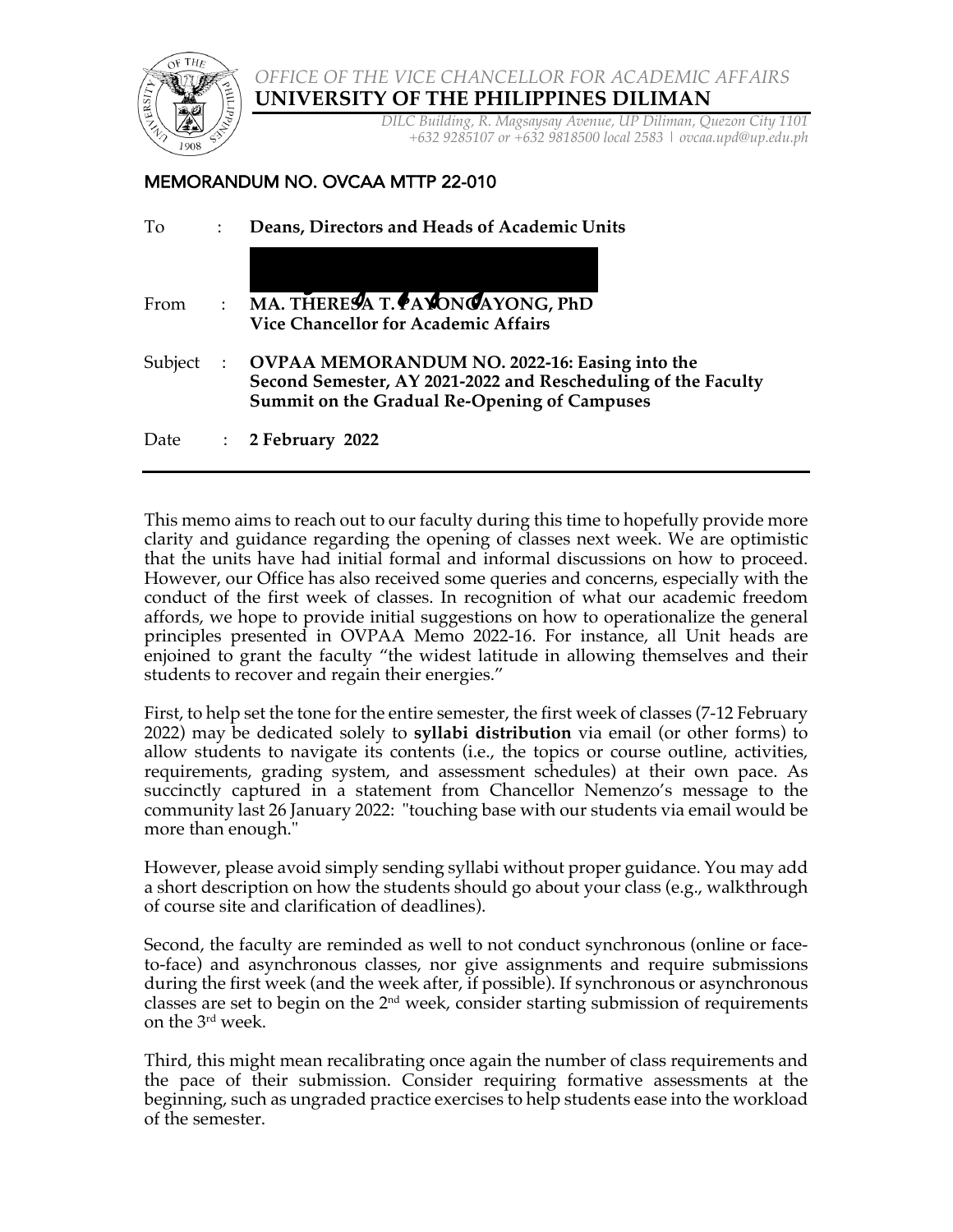*OFFICE OF THE VICE CHANCELLOR FOR ACADEMIC AFFAIRS*
**UNIVERSITY OF THE PHILIPPINES DILIMAN**
*DILC Building, R. Magsaysay Avenue, UP Diliman, Quezon City 1101*
*+632 9285107 or +632 9818500 local 2583 | ovcaa.upd@up.edu.ph*

## MEMORANDUM NO. OVCAA MTTP 22-010

| | | |
|---|---|---|
| To | : | **Deans, Directors and Heads of Academic Units** |
| From | : | **MA. THERESA T. PAYONGAYONG, PhD**<br>**Vice Chancellor for Academic Affairs** |
| Subject | : | **OVPAA MEMORANDUM NO. 2022-16: Easing into the Second Semester, AY 2021-2022 and Rescheduling of the Faculty Summit on the Gradual Re-Opening of Campuses** |
| Date | : | **2 February 2022** |

This memo aims to reach out to our faculty during this time to hopefully provide more clarity and guidance regarding the opening of classes next week. We are optimistic that the units have had initial formal and informal discussions on how to proceed. However, our Office has also received some queries and concerns, especially with the conduct of the first week of classes. In recognition of what our academic freedom affords, we hope to provide initial suggestions on how to operationalize the general principles presented in OVPAA Memo 2022-16. For instance, all Unit heads are enjoined to grant the faculty "the widest latitude in allowing themselves and their students to recover and regain their energies."

First, to help set the tone for the entire semester, the first week of classes (7-12 February 2022) may be dedicated solely to **syllabi distribution** via email (or other forms) to allow students to navigate its contents (i.e., the topics or course outline, activities, requirements, grading system, and assessment schedules) at their own pace. As succinctly captured in a statement from Chancellor Nemenzo's message to the community last 26 January 2022: "touching base with our students via email would be more than enough."

However, please avoid simply sending syllabi without proper guidance. You may add a short description on how the students should go about your class (e.g., walkthrough of course site and clarification of deadlines).

Second, the faculty are reminded as well to not conduct synchronous (online or face-to-face) and asynchronous classes, nor give assignments and require submissions during the first week (and the week after, if possible). If synchronous or asynchronous classes are set to begin on the 2nd week, consider starting submission of requirements on the 3rd week.

Third, this might mean recalibrating once again the number of class requirements and the pace of their submission. Consider requiring formative assessments at the beginning, such as ungraded practice exercises to help students ease into the workload of the semester.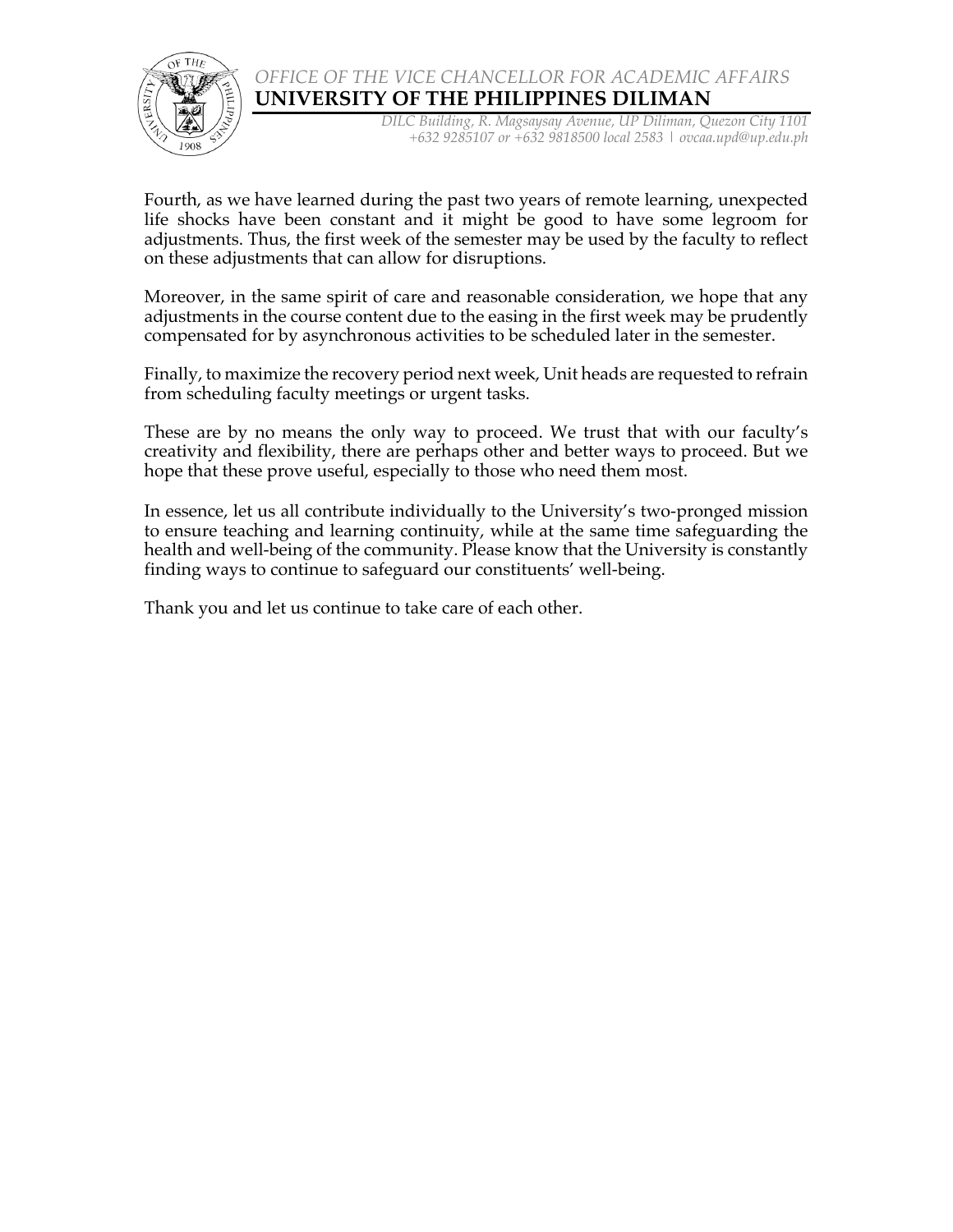Fourth, as we have learned during the past two years of remote learning, unexpected life shocks have been constant and it might be good to have some legroom for adjustments. Thus, the first week of the semester may be used by the faculty to reflect on these adjustments that can allow for disruptions.

Moreover, in the same spirit of care and reasonable consideration, we hope that any adjustments in the course content due to the easing in the first week may be prudently compensated for by asynchronous activities to be scheduled later in the semester.

Finally, to maximize the recovery period next week, Unit heads are requested to refrain from scheduling faculty meetings or urgent tasks.

These are by no means the only way to proceed. We trust that with our faculty's creativity and flexibility, there are perhaps other and better ways to proceed. But we hope that these prove useful, especially to those who need them most.

In essence, let us all contribute individually to the University's two-pronged mission to ensure teaching and learning continuity, while at the same time safeguarding the health and well-being of the community. Please know that the University is constantly finding ways to continue to safeguard our constituents' well-being.

Thank you and let us continue to take care of each other.